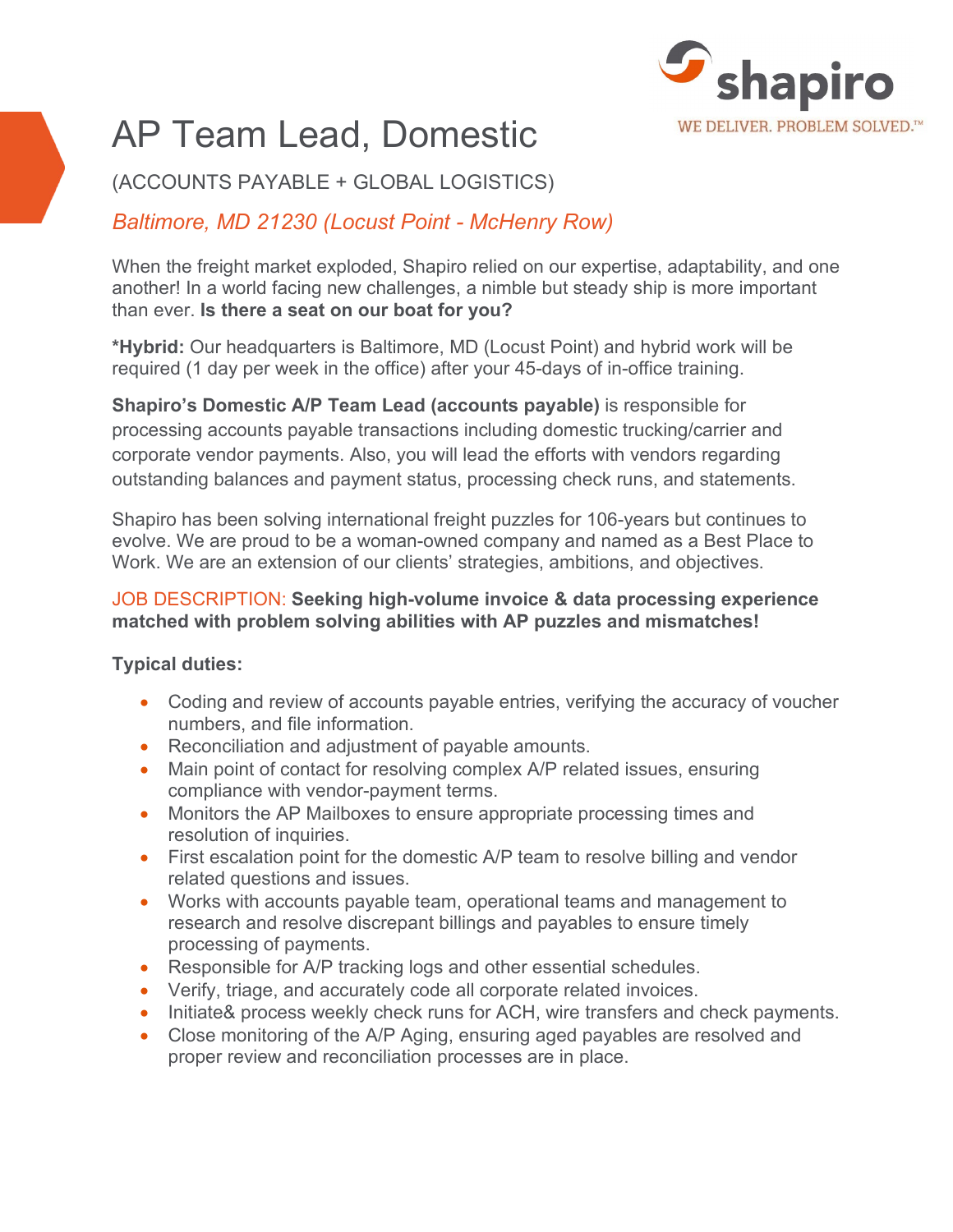shapiro

WE DELIVER. PROBLEM SOLVED.™

# AP Team Lead, Domestic

(ACCOUNTS PAYABLE + GLOBAL LOGISTICS)

*Baltimore, MD 21230 (Locust Point - McHenry Row)*

When the freight market exploded, Shapiro relied on our expertise, adaptability, and one another! In a world facing new challenges, a nimble but steady ship is more important than ever. **Is there a seat on our boat for you?**

**\*Hybrid:** Our headquarters is Baltimore, MD (Locust Point) and hybrid work will be required (1 day per week in the office) after your 45-days of in-office training.

**Shapiro's Domestic A/P Team Lead (accounts payable)** is responsible for processing accounts payable transactions including domestic trucking/carrier and corporate vendor payments. Also, you will lead the efforts with vendors regarding outstanding balances and payment status, processing check runs, and statements.

Shapiro has been solving international freight puzzles for 106-years but continues to evolve. We are proud to be a woman-owned company and named as a Best Place to Work. We are an extension of our clients' strategies, ambitions, and objectives.

JOB DESCRIPTION: **Seeking high-volume invoice & data processing experience matched with problem solving abilities with AP puzzles and mismatches!**

**Typical duties:**

- Coding and review of accounts payable entries, verifying the accuracy of voucher numbers, and file information.
- Reconciliation and adjustment of payable amounts.
- Main point of contact for resolving complex A/P related issues, ensuring compliance with vendor-payment terms.
- Monitors the AP Mailboxes to ensure appropriate processing times and resolution of inquiries.
- First escalation point for the domestic A/P team to resolve billing and vendor related questions and issues.
- Works with accounts payable team, operational teams and management to research and resolve discrepant billings and payables to ensure timely processing of payments.
- Responsible for A/P tracking logs and other essential schedules.
- Verify, triage, and accurately code all corporate related invoices.
- Initiate& process weekly check runs for ACH, wire transfers and check payments.
- Close monitoring of the A/P Aging, ensuring aged payables are resolved and proper review and reconciliation processes are in place.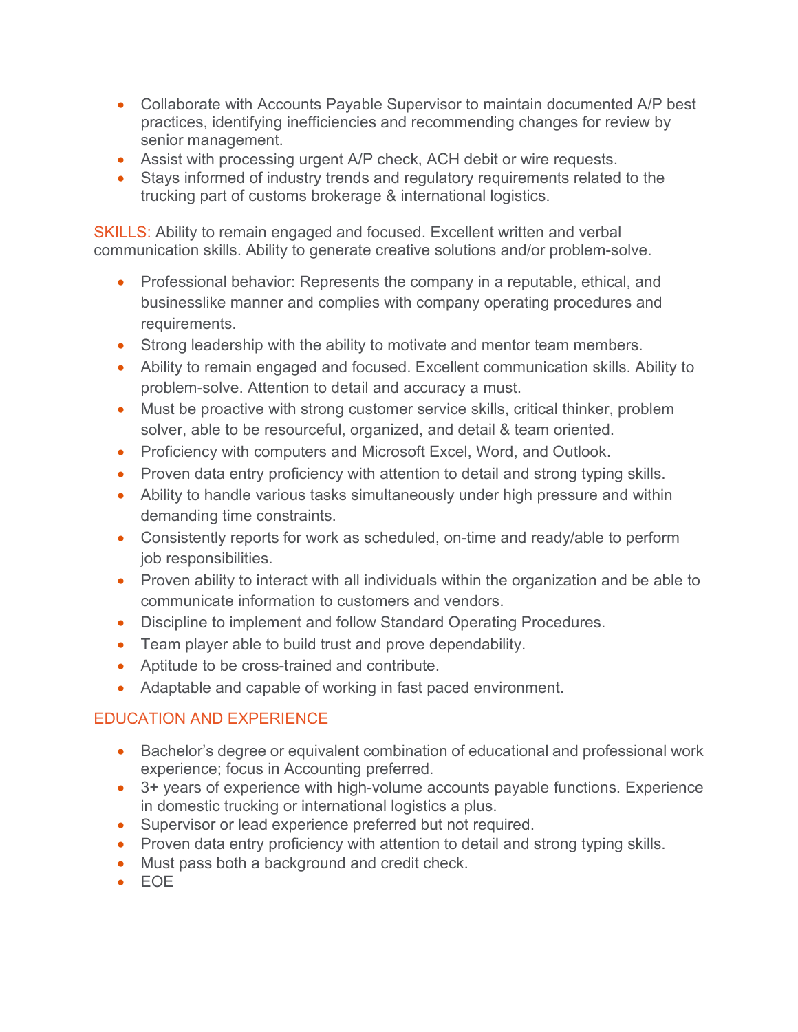- Collaborate with Accounts Payable Supervisor to maintain documented A/P best practices, identifying inefficiencies and recommending changes for review by senior management.
- Assist with processing urgent A/P check, ACH debit or wire requests.
- Stays informed of industry trends and regulatory requirements related to the trucking part of customs brokerage & international logistics.

SKILLS: Ability to remain engaged and focused. Excellent written and verbal communication skills. Ability to generate creative solutions and/or problem-solve.

- Professional behavior: Represents the company in a reputable, ethical, and businesslike manner and complies with company operating procedures and requirements.
- Strong leadership with the ability to motivate and mentor team members.
- Ability to remain engaged and focused. Excellent communication skills. Ability to problem-solve. Attention to detail and accuracy a must.
- Must be proactive with strong customer service skills, critical thinker, problem solver, able to be resourceful, organized, and detail & team oriented.
- Proficiency with computers and Microsoft Excel, Word, and Outlook.
- Proven data entry proficiency with attention to detail and strong typing skills.
- Ability to handle various tasks simultaneously under high pressure and within demanding time constraints.
- Consistently reports for work as scheduled, on-time and ready/able to perform job responsibilities.
- Proven ability to interact with all individuals within the organization and be able to communicate information to customers and vendors.
- Discipline to implement and follow Standard Operating Procedures.
- Team player able to build trust and prove dependability.
- Aptitude to be cross-trained and contribute.
- Adaptable and capable of working in fast paced environment.

## EDUCATION AND EXPERIENCE

- Bachelor's degree or equivalent combination of educational and professional work experience; focus in Accounting preferred.
- 3+ years of experience with high-volume accounts payable functions. Experience in domestic trucking or international logistics a plus.
- Supervisor or lead experience preferred but not required.
- Proven data entry proficiency with attention to detail and strong typing skills.
- Must pass both a background and credit check.
- EOE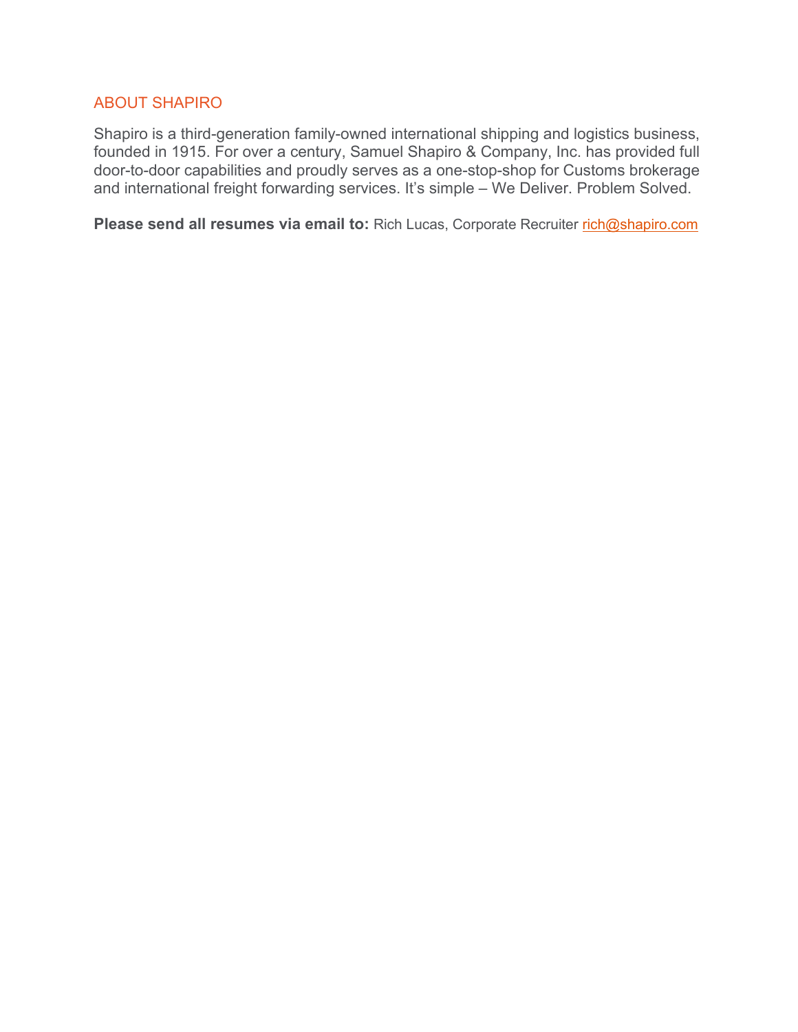## ABOUT SHAPIRO

Shapiro is a third-generation family-owned international shipping and logistics business, founded in 1915. For over a century, Samuel Shapiro & Company, Inc. has provided full door-to-door capabilities and proudly serves as a one-stop-shop for Customs brokerage and international freight forwarding services. It's simple – We Deliver. Problem Solved.

**Please send all resumes via email to:** Rich Lucas, Corporate Recruiter rich@shapiro.com